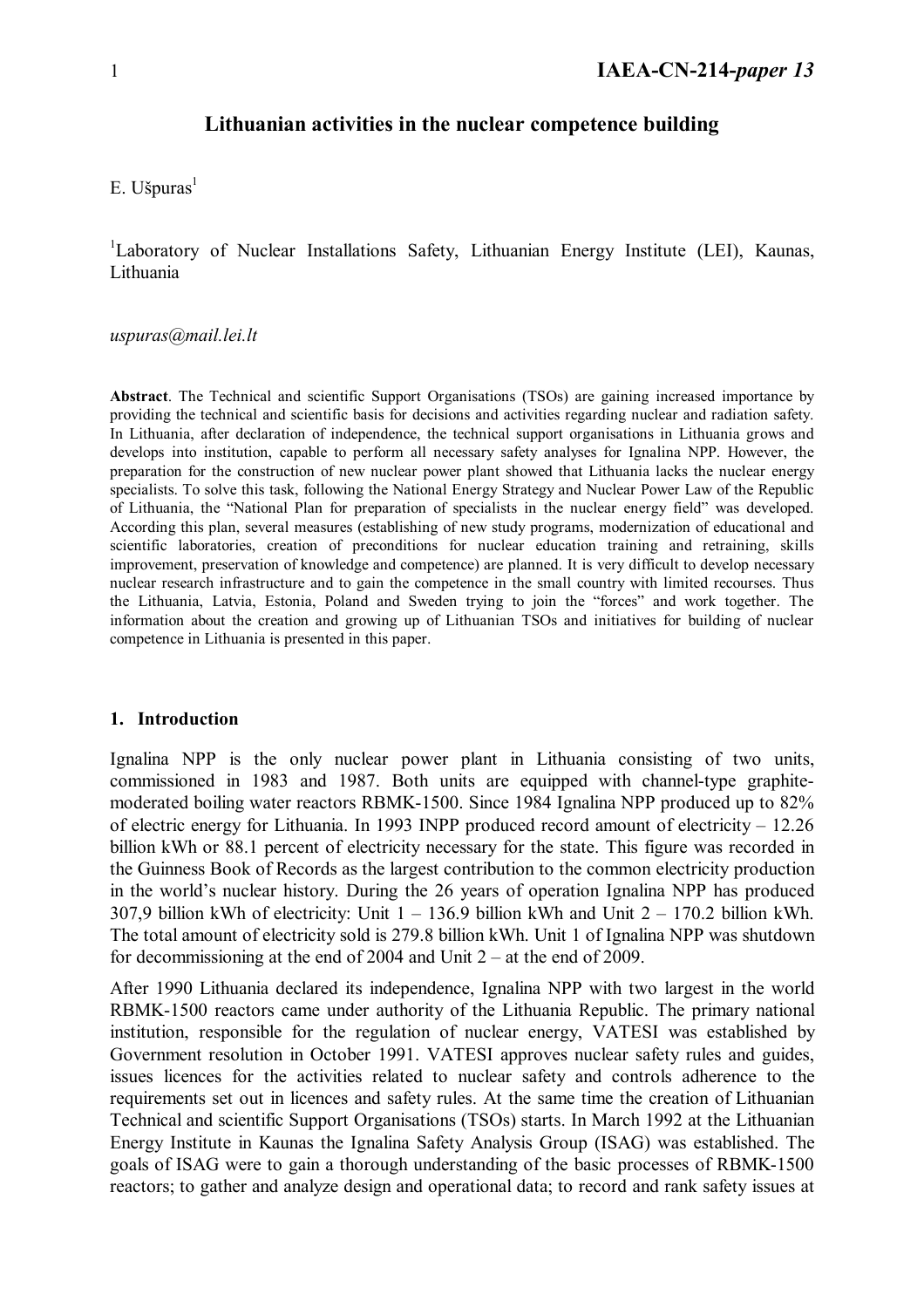# Lithuanian activities in the nuclear competence building

E. Ušpuras[1]

[1]Laboratory of Nuclear Installations Safety, Lithuanian Energy Institute (LEI), Kaunas, Lithuania

*uspuras@mail.lei.lt*

**Abstract**. The Technical and scientific Support Organisations (TSOs) are gaining increased importance by providing the technical and scientific basis for decisions and activities regarding nuclear and radiation safety. In Lithuania, after declaration of independence, the technical support organisations in Lithuania grows and develops into institution, capable to perform all necessary safety analyses for Ignalina NPP. However, the preparation for the construction of new nuclear power plant showed that Lithuania lacks the nuclear energy specialists. To solve this task, following the National Energy Strategy and Nuclear Power Law of the Republic of Lithuania, the "National Plan for preparation of specialists in the nuclear energy field" was developed. According this plan, several measures (establishing of new study programs, modernization of educational and scientific laboratories, creation of preconditions for nuclear education training and retraining, skills improvement, preservation of knowledge and competence) are planned. It is very difficult to develop necessary nuclear research infrastructure and to gain the competence in the small country with limited recourses. Thus the Lithuania, Latvia, Estonia, Poland and Sweden trying to join the "forces" and work together. The information about the creation and growing up of Lithuanian TSOs and initiatives for building of nuclear competence in Lithuania is presented in this paper.

## 1. Introduction

Ignalina NPP is the only nuclear power plant in Lithuania consisting of two units, commissioned in 1983 and 1987. Both units are equipped with channel-type graphite-moderated boiling water reactors RBMK-1500. Since 1984 Ignalina NPP produced up to 82% of electric energy for Lithuania. In 1993 INPP produced record amount of electricity – 12.26 billion kWh or 88.1 percent of electricity necessary for the state. This figure was recorded in the Guinness Book of Records as the largest contribution to the common electricity production in the world's nuclear history. During the 26 years of operation Ignalina NPP has produced 307,9 billion kWh of electricity: Unit 1 – 136.9 billion kWh and Unit 2 – 170.2 billion kWh. The total amount of electricity sold is 279.8 billion kWh. Unit 1 of Ignalina NPP was shutdown for decommissioning at the end of 2004 and Unit 2 – at the end of 2009.

After 1990 Lithuania declared its independence, Ignalina NPP with two largest in the world RBMK-1500 reactors came under authority of the Lithuania Republic. The primary national institution, responsible for the regulation of nuclear energy, VATESI was established by Government resolution in October 1991. VATESI approves nuclear safety rules and guides, issues licences for the activities related to nuclear safety and controls adherence to the requirements set out in licences and safety rules. At the same time the creation of Lithuanian Technical and scientific Support Organisations (TSOs) starts. In March 1992 at the Lithuanian Energy Institute in Kaunas the Ignalina Safety Analysis Group (ISAG) was established. The goals of ISAG were to gain a thorough understanding of the basic processes of RBMK-1500 reactors; to gather and analyze design and operational data; to record and rank safety issues at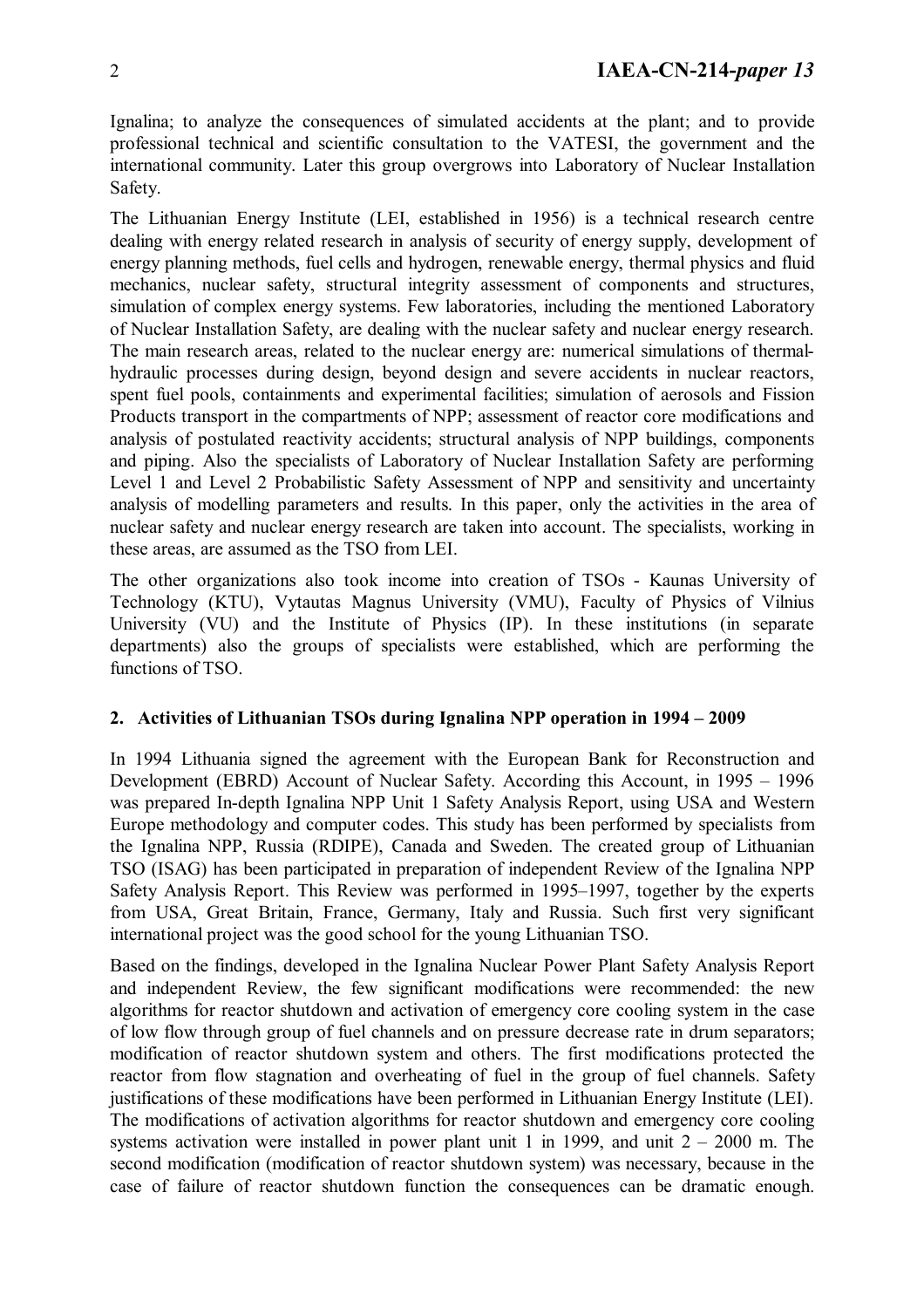Ignalina; to analyze the consequences of simulated accidents at the plant; and to provide professional technical and scientific consultation to the VATESI, the government and the international community. Later this group overgrows into Laboratory of Nuclear Installation Safety.

The Lithuanian Energy Institute (LEI, established in 1956) is a technical research centre dealing with energy related research in analysis of security of energy supply, development of energy planning methods, fuel cells and hydrogen, renewable energy, thermal physics and fluid mechanics, nuclear safety, structural integrity assessment of components and structures, simulation of complex energy systems. Few laboratories, including the mentioned Laboratory of Nuclear Installation Safety, are dealing with the nuclear safety and nuclear energy research. The main research areas, related to the nuclear energy are: numerical simulations of thermal-hydraulic processes during design, beyond design and severe accidents in nuclear reactors, spent fuel pools, containments and experimental facilities; simulation of aerosols and Fission Products transport in the compartments of NPP; assessment of reactor core modifications and analysis of postulated reactivity accidents; structural analysis of NPP buildings, components and piping. Also the specialists of Laboratory of Nuclear Installation Safety are performing Level 1 and Level 2 Probabilistic Safety Assessment of NPP and sensitivity and uncertainty analysis of modelling parameters and results. In this paper, only the activities in the area of nuclear safety and nuclear energy research are taken into account. The specialists, working in these areas, are assumed as the TSO from LEI.

The other organizations also took income into creation of TSOs - Kaunas University of Technology (KTU), Vytautas Magnus University (VMU), Faculty of Physics of Vilnius University (VU) and the Institute of Physics (IP). In these institutions (in separate departments) also the groups of specialists were established, which are performing the functions of TSO.

## 2. Activities of Lithuanian TSOs during Ignalina NPP operation in 1994 – 2009

In 1994 Lithuania signed the agreement with the European Bank for Reconstruction and Development (EBRD) Account of Nuclear Safety. According this Account, in 1995 – 1996 was prepared In-depth Ignalina NPP Unit 1 Safety Analysis Report, using USA and Western Europe methodology and computer codes. This study has been performed by specialists from the Ignalina NPP, Russia (RDIPE), Canada and Sweden. The created group of Lithuanian TSO (ISAG) has been participated in preparation of independent Review of the Ignalina NPP Safety Analysis Report. This Review was performed in 1995–1997, together by the experts from USA, Great Britain, France, Germany, Italy and Russia. Such first very significant international project was the good school for the young Lithuanian TSO.

Based on the findings, developed in the Ignalina Nuclear Power Plant Safety Analysis Report and independent Review, the few significant modifications were recommended: the new algorithms for reactor shutdown and activation of emergency core cooling system in the case of low flow through group of fuel channels and on pressure decrease rate in drum separators; modification of reactor shutdown system and others. The first modifications protected the reactor from flow stagnation and overheating of fuel in the group of fuel channels. Safety justifications of these modifications have been performed in Lithuanian Energy Institute (LEI). The modifications of activation algorithms for reactor shutdown and emergency core cooling systems activation were installed in power plant unit 1 in 1999, and unit 2 – 2000 m. The second modification (modification of reactor shutdown system) was necessary, because in the case of failure of reactor shutdown function the consequences can be dramatic enough.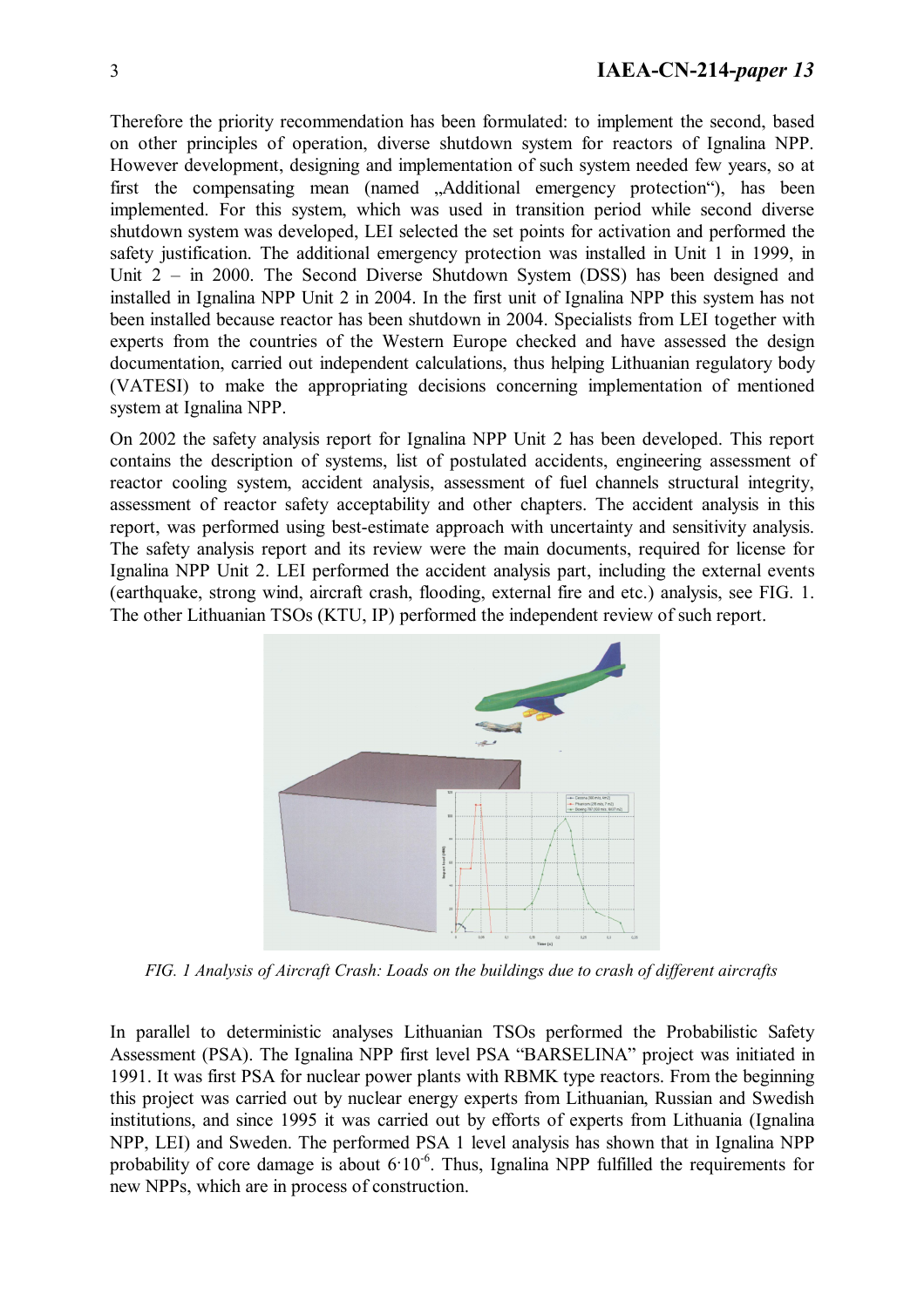Therefore the priority recommendation has been formulated: to implement the second, based on other principles of operation, diverse shutdown system for reactors of Ignalina NPP. However development, designing and implementation of such system needed few years, so at first the compensating mean (named „Additional emergency protection"), has been implemented. For this system, which was used in transition period while second diverse shutdown system was developed, LEI selected the set points for activation and performed the safety justification. The additional emergency protection was installed in Unit 1 in 1999, in Unit 2 – in 2000. The Second Diverse Shutdown System (DSS) has been designed and installed in Ignalina NPP Unit 2 in 2004. In the first unit of Ignalina NPP this system has not been installed because reactor has been shutdown in 2004. Specialists from LEI together with experts from the countries of the Western Europe checked and have assessed the design documentation, carried out independent calculations, thus helping Lithuanian regulatory body (VATESI) to make the appropriating decisions concerning implementation of mentioned system at Ignalina NPP.

On 2002 the safety analysis report for Ignalina NPP Unit 2 has been developed. This report contains the description of systems, list of postulated accidents, engineering assessment of reactor cooling system, accident analysis, assessment of fuel channels structural integrity, assessment of reactor safety acceptability and other chapters. The accident analysis in this report, was performed using best-estimate approach with uncertainty and sensitivity analysis. The safety analysis report and its review were the main documents, required for license for Ignalina NPP Unit 2. LEI performed the accident analysis part, including the external events (earthquake, strong wind, aircraft crash, flooding, external fire and etc.) analysis, see FIG. 1. The other Lithuanian TSOs (KTU, IP) performed the independent review of such report.

*FIG. 1 Analysis of Aircraft Crash: Loads on the buildings due to crash of different aircrafts*

In parallel to deterministic analyses Lithuanian TSOs performed the Probabilistic Safety Assessment (PSA). The Ignalina NPP first level PSA "BARSELINA" project was initiated in 1991. It was first PSA for nuclear power plants with RBMK type reactors. From the beginning this project was carried out by nuclear energy experts from Lithuanian, Russian and Swedish institutions, and since 1995 it was carried out by efforts of experts from Lithuania (Ignalina NPP, LEI) and Sweden. The performed PSA 1 level analysis has shown that in Ignalina NPP probability of core damage is about $6{\cdot}10^{-6}$. Thus, Ignalina NPP fulfilled the requirements for new NPPs, which are in process of construction.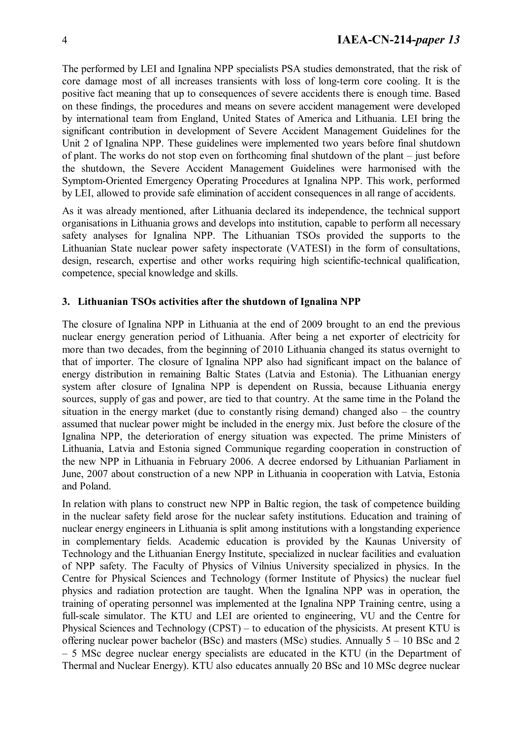The performed by LEI and Ignalina NPP specialists PSA studies demonstrated, that the risk of core damage most of all increases transients with loss of long-term core cooling. It is the positive fact meaning that up to consequences of severe accidents there is enough time. Based on these findings, the procedures and means on severe accident management were developed by international team from England, United States of America and Lithuania. LEI bring the significant contribution in development of Severe Accident Management Guidelines for the Unit 2 of Ignalina NPP. These guidelines were implemented two years before final shutdown of plant. The works do not stop even on forthcoming final shutdown of the plant – just before the shutdown, the Severe Accident Management Guidelines were harmonised with the Symptom-Oriented Emergency Operating Procedures at Ignalina NPP. This work, performed by LEI, allowed to provide safe elimination of accident consequences in all range of accidents.

As it was already mentioned, after Lithuania declared its independence, the technical support organisations in Lithuania grows and develops into institution, capable to perform all necessary safety analyses for Ignalina NPP. The Lithuanian TSOs provided the supports to the Lithuanian State nuclear power safety inspectorate (VATESI) in the form of consultations, design, research, expertise and other works requiring high scientific-technical qualification, competence, special knowledge and skills.

## 3. Lithuanian TSOs activities after the shutdown of Ignalina NPP

The closure of Ignalina NPP in Lithuania at the end of 2009 brought to an end the previous nuclear energy generation period of Lithuania. After being a net exporter of electricity for more than two decades, from the beginning of 2010 Lithuania changed its status overnight to that of importer. The closure of Ignalina NPP also had significant impact on the balance of energy distribution in remaining Baltic States (Latvia and Estonia). The Lithuanian energy system after closure of Ignalina NPP is dependent on Russia, because Lithuania energy sources, supply of gas and power, are tied to that country. At the same time in the Poland the situation in the energy market (due to constantly rising demand) changed also – the country assumed that nuclear power might be included in the energy mix. Just before the closure of the Ignalina NPP, the deterioration of energy situation was expected. The prime Ministers of Lithuania, Latvia and Estonia signed Communique regarding cooperation in construction of the new NPP in Lithuania in February 2006. A decree endorsed by Lithuanian Parliament in June, 2007 about construction of a new NPP in Lithuania in cooperation with Latvia, Estonia and Poland.

In relation with plans to construct new NPP in Baltic region, the task of competence building in the nuclear safety field arose for the nuclear safety institutions. Education and training of nuclear energy engineers in Lithuania is split among institutions with a longstanding experience in complementary fields. Academic education is provided by the Kaunas University of Technology and the Lithuanian Energy Institute, specialized in nuclear facilities and evaluation of NPP safety. The Faculty of Physics of Vilnius University specialized in physics. In the Centre for Physical Sciences and Technology (former Institute of Physics) the nuclear fuel physics and radiation protection are taught. When the Ignalina NPP was in operation, the training of operating personnel was implemented at the Ignalina NPP Training centre, using a full-scale simulator. The KTU and LEI are oriented to engineering, VU and the Centre for Physical Sciences and Technology (CPST) – to education of the physicists. At present KTU is offering nuclear power bachelor (BSc) and masters (MSc) studies. Annually 5 – 10 BSc and 2 – 5 MSc degree nuclear energy specialists are educated in the KTU (in the Department of Thermal and Nuclear Energy). KTU also educates annually 20 BSc and 10 MSc degree nuclear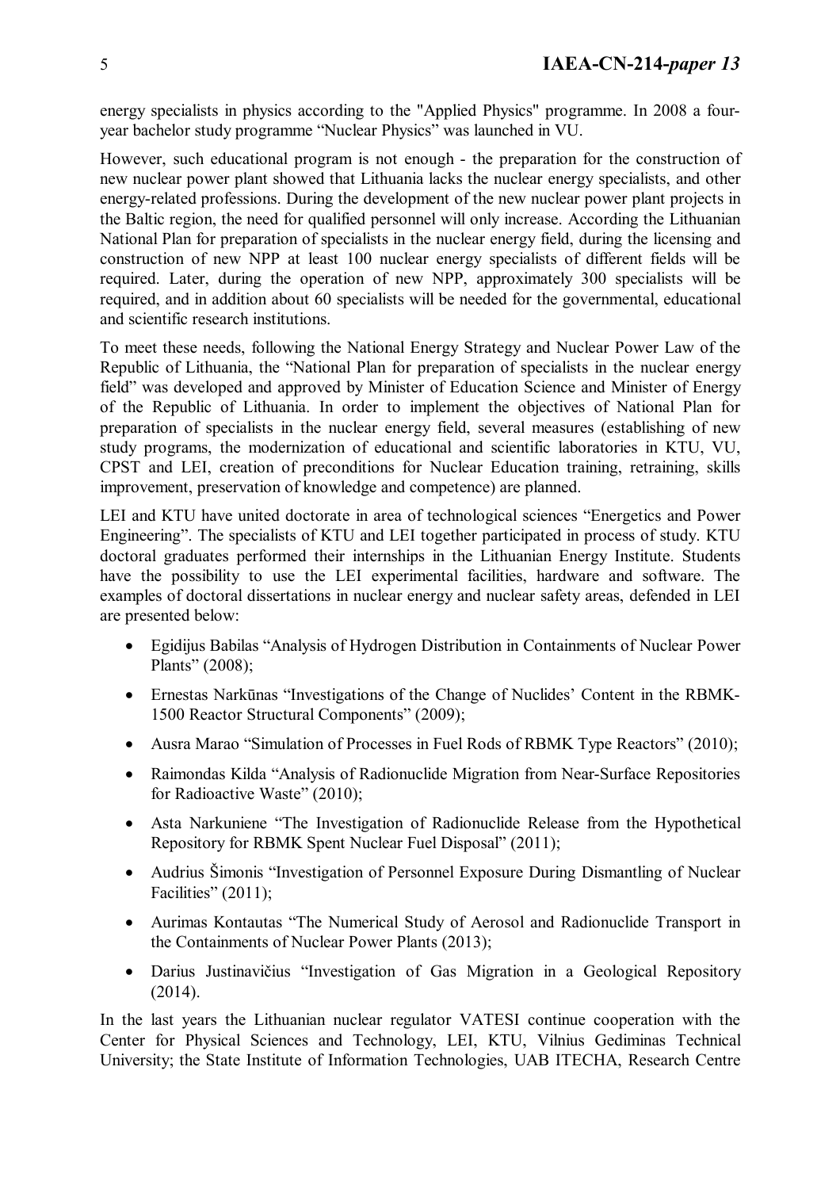energy specialists in physics according to the "Applied Physics" programme. In 2008 a four-year bachelor study programme “Nuclear Physics” was launched in VU.

However, such educational program is not enough - the preparation for the construction of new nuclear power plant showed that Lithuania lacks the nuclear energy specialists, and other energy-related professions. During the development of the new nuclear power plant projects in the Baltic region, the need for qualified personnel will only increase. According the Lithuanian National Plan for preparation of specialists in the nuclear energy field, during the licensing and construction of new NPP at least 100 nuclear energy specialists of different fields will be required. Later, during the operation of new NPP, approximately 300 specialists will be required, and in addition about 60 specialists will be needed for the governmental, educational and scientific research institutions.

To meet these needs, following the National Energy Strategy and Nuclear Power Law of the Republic of Lithuania, the “National Plan for preparation of specialists in the nuclear energy field” was developed and approved by Minister of Education Science and Minister of Energy of the Republic of Lithuania. In order to implement the objectives of National Plan for preparation of specialists in the nuclear energy field, several measures (establishing of new study programs, the modernization of educational and scientific laboratories in KTU, VU, CPST and LEI, creation of preconditions for Nuclear Education training, retraining, skills improvement, preservation of knowledge and competence) are planned.

LEI and KTU have united doctorate in area of technological sciences “Energetics and Power Engineering”. The specialists of KTU and LEI together participated in process of study. KTU doctoral graduates performed their internships in the Lithuanian Energy Institute. Students have the possibility to use the LEI experimental facilities, hardware and software. The examples of doctoral dissertations in nuclear energy and nuclear safety areas, defended in LEI are presented below:

- Egidijus Babilas “Analysis of Hydrogen Distribution in Containments of Nuclear Power Plants” (2008);
- Ernestas Narkūnas “Investigations of the Change of Nuclides’ Content in the RBMK-1500 Reactor Structural Components” (2009);
- Ausra Marao “Simulation of Processes in Fuel Rods of RBMK Type Reactors” (2010);
- Raimondas Kilda “Analysis of Radionuclide Migration from Near-Surface Repositories for Radioactive Waste” (2010);
- Asta Narkuniene “The Investigation of Radionuclide Release from the Hypothetical Repository for RBMK Spent Nuclear Fuel Disposal” (2011);
- Audrius Šimonis “Investigation of Personnel Exposure During Dismantling of Nuclear Facilities” (2011);
- Aurimas Kontautas “The Numerical Study of Aerosol and Radionuclide Transport in the Containments of Nuclear Power Plants (2013);
- Darius Justinavičius “Investigation of Gas Migration in a Geological Repository (2014).

In the last years the Lithuanian nuclear regulator VATESI continue cooperation with the Center for Physical Sciences and Technology, LEI, KTU, Vilnius Gediminas Technical University; the State Institute of Information Technologies, UAB ITECHA, Research Centre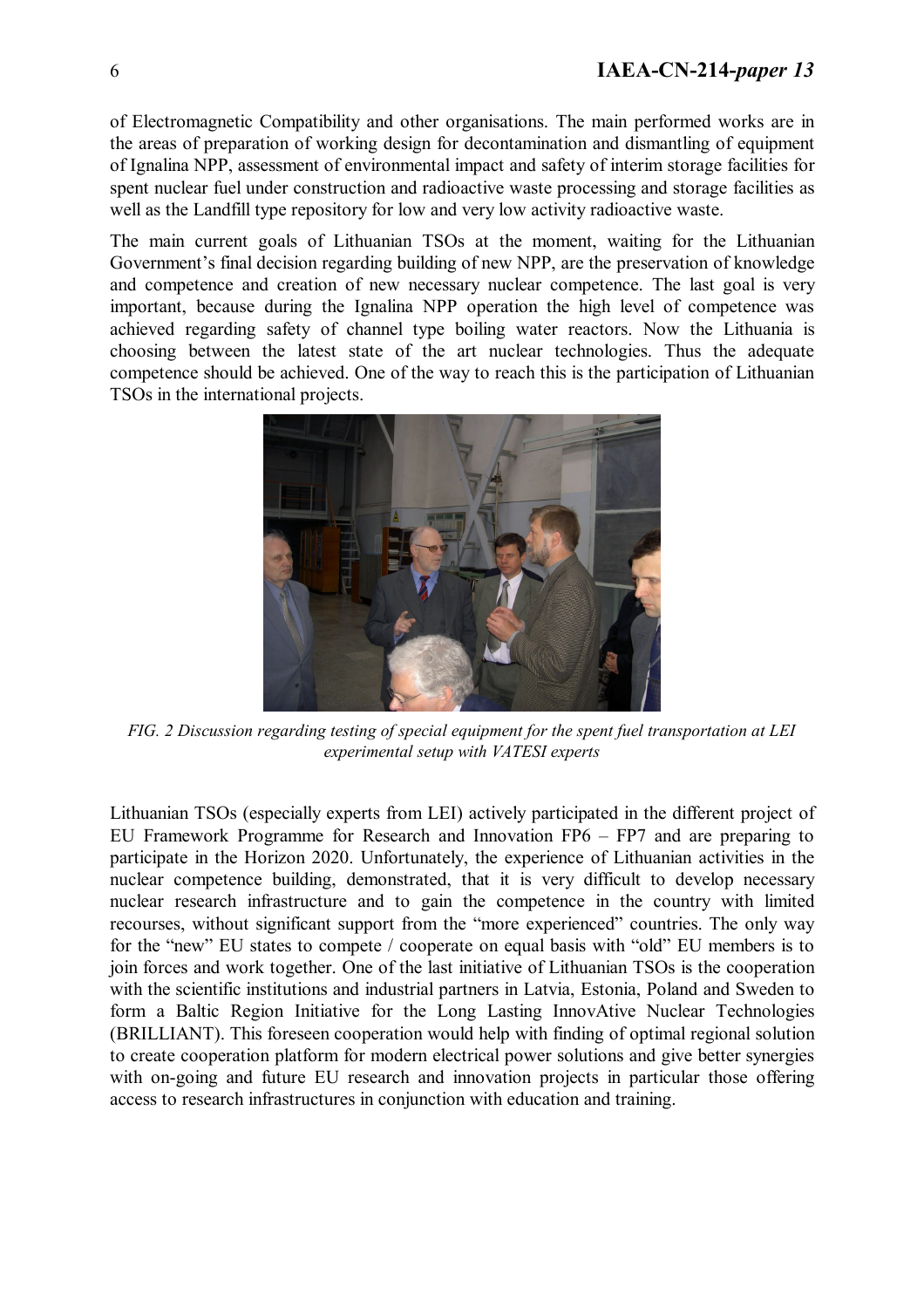of Electromagnetic Compatibility and other organisations. The main performed works are in the areas of preparation of working design for decontamination and dismantling of equipment of Ignalina NPP, assessment of environmental impact and safety of interim storage facilities for spent nuclear fuel under construction and radioactive waste processing and storage facilities as well as the Landfill type repository for low and very low activity radioactive waste.

The main current goals of Lithuanian TSOs at the moment, waiting for the Lithuanian Government's final decision regarding building of new NPP, are the preservation of knowledge and competence and creation of new necessary nuclear competence. The last goal is very important, because during the Ignalina NPP operation the high level of competence was achieved regarding safety of channel type boiling water reactors. Now the Lithuania is choosing between the latest state of the art nuclear technologies. Thus the adequate competence should be achieved. One of the way to reach this is the participation of Lithuanian TSOs in the international projects.

*FIG. 2 Discussion regarding testing of special equipment for the spent fuel transportation at LEI experimental setup with VATESI experts*

Lithuanian TSOs (especially experts from LEI) actively participated in the different project of EU Framework Programme for Research and Innovation FP6 – FP7 and are preparing to participate in the Horizon 2020. Unfortunately, the experience of Lithuanian activities in the nuclear competence building, demonstrated, that it is very difficult to develop necessary nuclear research infrastructure and to gain the competence in the country with limited recourses, without significant support from the "more experienced" countries. The only way for the "new" EU states to compete / cooperate on equal basis with "old" EU members is to join forces and work together. One of the last initiative of Lithuanian TSOs is the cooperation with the scientific institutions and industrial partners in Latvia, Estonia, Poland and Sweden to form a Baltic Region Initiative for the Long Lasting InnovAtive Nuclear Technologies (BRILLIANT). This foreseen cooperation would help with finding of optimal regional solution to create cooperation platform for modern electrical power solutions and give better synergies with on-going and future EU research and innovation projects in particular those offering access to research infrastructures in conjunction with education and training.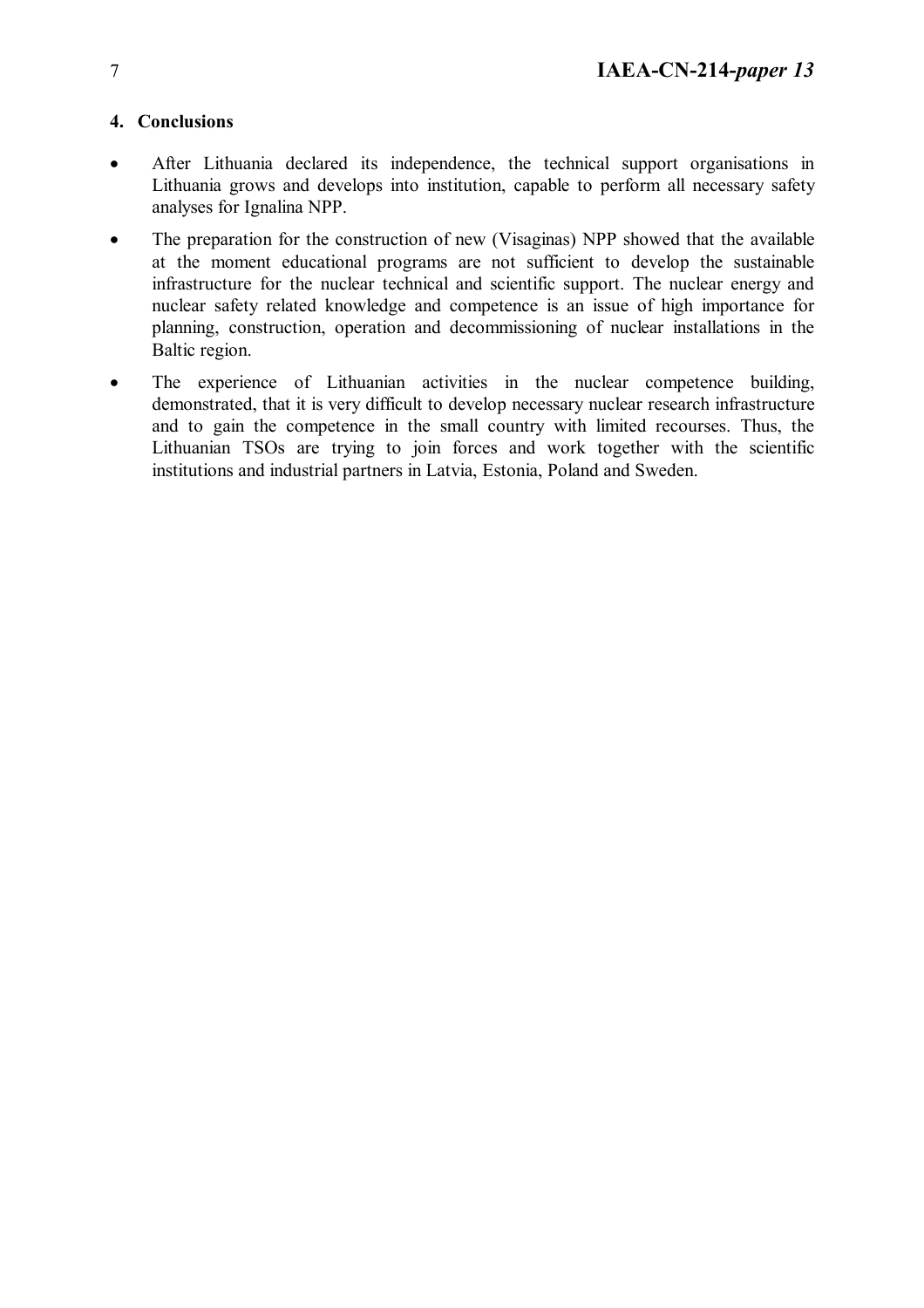## 4. Conclusions

- After Lithuania declared its independence, the technical support organisations in Lithuania grows and develops into institution, capable to perform all necessary safety analyses for Ignalina NPP.
- The preparation for the construction of new (Visaginas) NPP showed that the available at the moment educational programs are not sufficient to develop the sustainable infrastructure for the nuclear technical and scientific support. The nuclear energy and nuclear safety related knowledge and competence is an issue of high importance for planning, construction, operation and decommissioning of nuclear installations in the Baltic region.
- The experience of Lithuanian activities in the nuclear competence building, demonstrated, that it is very difficult to develop necessary nuclear research infrastructure and to gain the competence in the small country with limited recourses. Thus, the Lithuanian TSOs are trying to join forces and work together with the scientific institutions and industrial partners in Latvia, Estonia, Poland and Sweden.